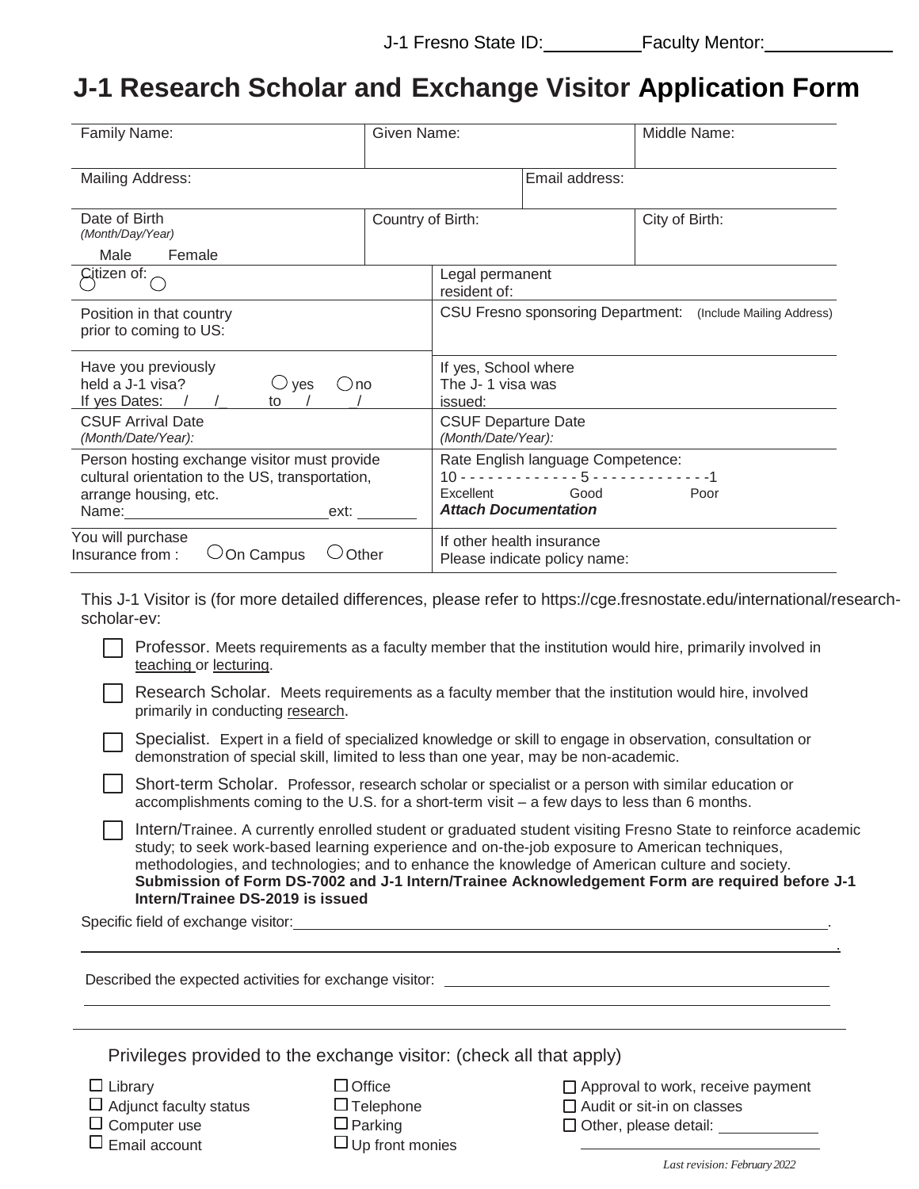J-1 Fresno State ID:__________ Faculty Mentor:____________

# J-1 Research Scholar and Exchange Visitor Application Form

| Family Name: | Given Name: | Middle Name: |
|---|---|---|
| Mailing Address: | Email address: | |
| Date of Birth *(Month/Day/Year)* ◯ Male ◯ Female | Country of Birth: | City of Birth: |
| Citizen of: | Legal permanent resident of: | |
| Position in that country prior to coming to US: | CSU Fresno sponsoring Department: (Include Mailing Address) | |
| Have you previously held a J-1 visa? ◯ yes ◯ no If yes Dates: / / to / / | If yes, School where The J- 1 visa was issued: | |
| CSUF Arrival Date *(Month/Date/Year):* | CSUF Departure Date *(Month/Date/Year):* | |
| Person hosting exchange visitor must provide cultural orientation to the US, transportation, arrange housing, etc. Name:________________________ ext: _______ | Rate English language Competence: 10 - - - - - - - - - - - - - 5 - - - - - - - - - - - - - -1 Excellent Good Poor ***Attach Documentation*** | |
| You will purchase Insurance from : ◯ On Campus ◯ Other | If other health insurance Please indicate policy name: | |

This J-1 Visitor is (for more detailed differences, please refer to https://cge.fresnostate.edu/international/research-scholar-ev:

- ☐ Professor. Meets requirements as a faculty member that the institution would hire, primarily involved in teaching or lecturing.
- ☐ Research Scholar. Meets requirements as a faculty member that the institution would hire, involved primarily in conducting research.
- ☐ Specialist. Expert in a field of specialized knowledge or skill to engage in observation, consultation or demonstration of special skill, limited to less than one year, may be non-academic.
- ☐ Short-term Scholar. Professor, research scholar or specialist or a person with similar education or accomplishments coming to the U.S. for a short-term visit – a few days to less than 6 months.
- ☐ Intern/Trainee. A currently enrolled student or graduated student visiting Fresno State to reinforce academic study; to seek work-based learning experience and on-the-job exposure to American techniques, methodologies, and technologies; and to enhance the knowledge of American culture and society. **Submission of Form DS-7002 and J-1 Intern/Trainee Acknowledgement Form are required before J-1 Intern/Trainee DS-2019 is issued**

Specific field of exchange visitor:________________________________________________________.

________________________________________________________________________.

Described the expected activities for exchange visitor: ______________________________________

________________________________________________________________________

Privileges provided to the exchange visitor: (check all that apply)

- ☐ Library
- ☐ Adjunct faculty status
- ☐ Computer use
- ☐ Email account
- ☐ Office
- ☐ Telephone
- ☐ Parking
- ☐ Up front monies
- ☐ Approval to work, receive payment
- ☐ Audit or sit-in on classes
- ☐ Other, please detail: ____________

*Last revision: February 2022*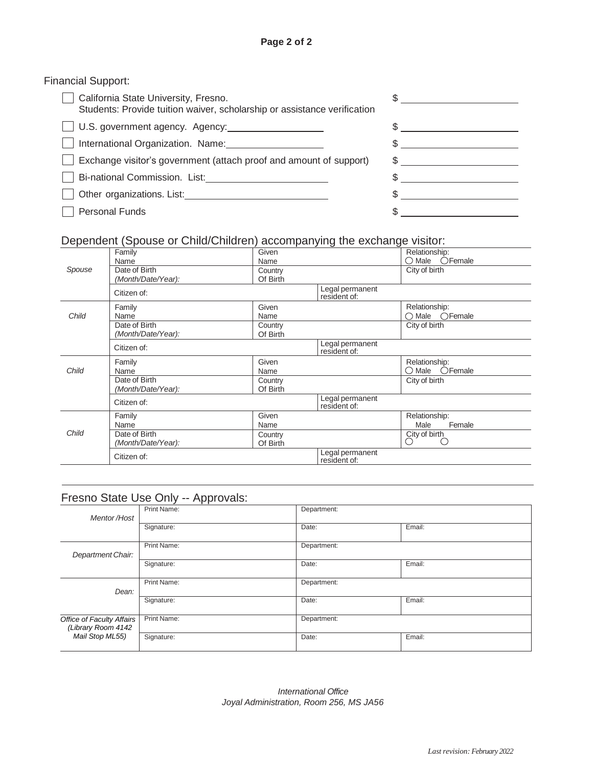Financial Support:

- ☐ California State University, Fresno.
  Students: Provide tuition waiver, scholarship or assistance verification $ ______________________
- ☐ U.S. government agency. Agency: __________________ $ ______________________
- ☐ International Organization. Name: __________________ $ ______________________
- ☐ Exchange visitor's government (attach proof and amount of support) $ ______________________
- ☐ Bi-national Commission. List: ______________________ $ ______________________
- ☐ Other organizations. List: ___________________________ $ ______________________
- ☐ Personal Funds $ ______________________

## Dependent (Spouse or Child/Children) accompanying the exchange visitor:

| | | | | |
|---|---|---|---|---|
| *Spouse* | Family Name | Given Name | | Relationship: ◯ Male ◯ Female |
| | Date of Birth *(Month/Date/Year):* | Country Of Birth | | City of birth |
| | Citizen of: | | Legal permanent resident of: | |
| *Child* | Family Name | Given Name | | Relationship: ◯ Male ◯ Female |
| | Date of Birth *(Month/Date/Year):* | Country Of Birth | | City of birth |
| | Citizen of: | | Legal permanent resident of: | |
| *Child* | Family Name | Given Name | | Relationship: ◯ Male ◯ Female |
| | Date of Birth *(Month/Date/Year):* | Country Of Birth | | City of birth |
| | Citizen of: | | Legal permanent resident of: | |
| *Child* | Family Name | Given Name | | Relationship: Male Female |
| | Date of Birth *(Month/Date/Year):* | Country Of Birth | | City of birth ◯ ◯ |
| | Citizen of: | | Legal permanent resident of: | |

## Fresno State Use Only -- Approvals:

| | | | |
|---|---|---|---|
| *Mentor /Host* | Print Name: | Department: | |
| | Signature: | Date: | Email: |
| *Department Chair:* | Print Name: | Department: | |
| | Signature: | Date: | Email: |
| *Dean:* | Print Name: | Department: | |
| | Signature: | Date: | Email: |
| *Office of Faculty Affairs (Library Room 4142 Mail Stop ML55)* | Print Name: | Department: | |
| | Signature: | Date: | Email: |

*International Office*
*Joyal Administration, Room 256, MS JA56*

*Last revision: February 2022*